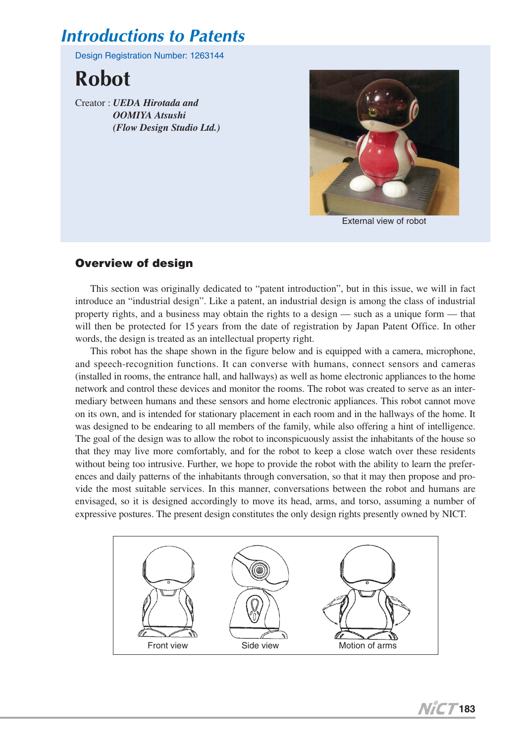# Introductions to Patents

Design Registration Number: 1263144

## Robot

Creator : ***UEDA Hirotada and OOMIYA Atsushi (Flow Design Studio Ltd.)***

External view of robot

### Overview of design

This section was originally dedicated to “patent introduction”, but in this issue, we will in fact introduce an “industrial design”. Like a patent, an industrial design is among the class of industrial property rights, and a business may obtain the rights to a design — such as a unique form — that will then be protected for 15 years from the date of registration by Japan Patent Office. In other words, the design is treated as an intellectual property right.

This robot has the shape shown in the figure below and is equipped with a camera, microphone, and speech-recognition functions. It can converse with humans, connect sensors and cameras (installed in rooms, the entrance hall, and hallways) as well as home electronic appliances to the home network and control these devices and monitor the rooms. The robot was created to serve as an intermediary between humans and these sensors and home electronic appliances. This robot cannot move on its own, and is intended for stationary placement in each room and in the hallways of the home. It was designed to be endearing to all members of the family, while also offering a hint of intelligence. The goal of the design was to allow the robot to inconspicuously assist the inhabitants of the house so that they may live more comfortably, and for the robot to keep a close watch over these residents without being too intrusive. Further, we hope to provide the robot with the ability to learn the preferences and daily patterns of the inhabitants through conversation, so that it may then propose and provide the most suitable services. In this manner, conversations between the robot and humans are envisaged, so it is designed accordingly to move its head, arms, and torso, assuming a number of expressive postures. The present design constitutes the only design rights presently owned by NICT.

Front view Side view Motion of arms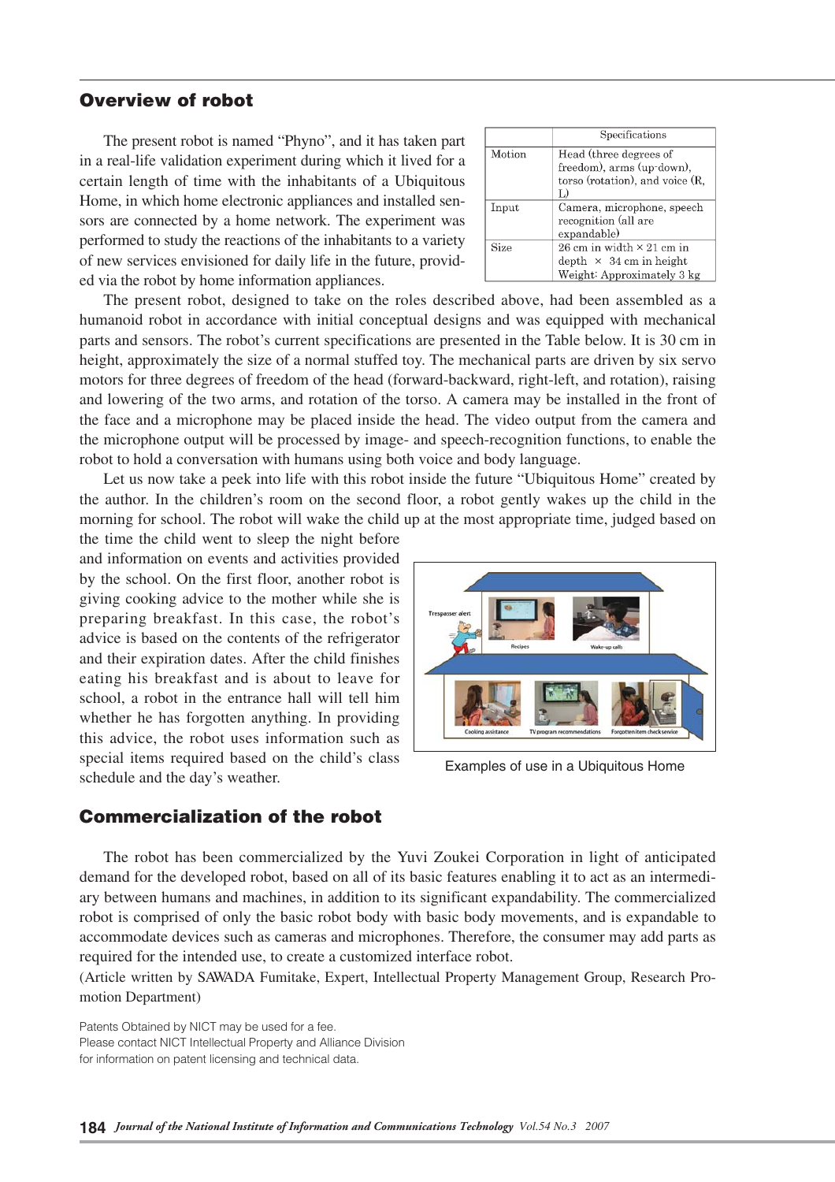## Overview of robot

The present robot is named "Phyno", and it has taken part in a real-life validation experiment during which it lived for a certain length of time with the inhabitants of a Ubiquitous Home, in which home electronic appliances and installed sensors are connected by a home network. The experiment was performed to study the reactions of the inhabitants to a variety of new services envisioned for daily life in the future, provided via the robot by home information appliances.

| | Specifications |
|---|---|
| Motion | Head (three degrees of freedom), arms (up-down), torso (rotation), and voice (R, L) |
| Input | Camera, microphone, speech recognition (all are expandable) |
| Size | 26 cm in width × 21 cm in depth × 34 cm in height<br>Weight: Approximately 3 kg |

The present robot, designed to take on the roles described above, had been assembled as a humanoid robot in accordance with initial conceptual designs and was equipped with mechanical parts and sensors. The robot's current specifications are presented in the Table below. It is 30 cm in height, approximately the size of a normal stuffed toy. The mechanical parts are driven by six servo motors for three degrees of freedom of the head (forward-backward, right-left, and rotation), raising and lowering of the two arms, and rotation of the torso. A camera may be installed in the front of the face and a microphone may be placed inside the head. The video output from the camera and the microphone output will be processed by image- and speech-recognition functions, to enable the robot to hold a conversation with humans using both voice and body language.

Let us now take a peek into life with this robot inside the future "Ubiquitous Home" created by the author. In the children's room on the second floor, a robot gently wakes up the child in the morning for school. The robot will wake the child up at the most appropriate time, judged based on the time the child went to sleep the night before and information on events and activities provided by the school. On the first floor, another robot is giving cooking advice to the mother while she is preparing breakfast. In this case, the robot's advice is based on the contents of the refrigerator and their expiration dates. After the child finishes eating his breakfast and is about to leave for school, a robot in the entrance hall will tell him whether he has forgotten anything. In providing this advice, the robot uses information such as special items required based on the child's class schedule and the day's weather.

Trespasser alert

Recipes

Wake-up calls

Cooking assistance

TV program recommendations

Forgotten item check service

Examples of use in a Ubiquitous Home

## Commercialization of the robot

The robot has been commercialized by the Yuvi Zoukei Corporation in light of anticipated demand for the developed robot, based on all of its basic features enabling it to act as an intermediary between humans and machines, in addition to its significant expandability. The commercialized robot is comprised of only the basic robot body with basic body movements, and is expandable to accommodate devices such as cameras and microphones. Therefore, the consumer may add parts as required for the intended use, to create a customized interface robot.

(Article written by SAWADA Fumitake, Expert, Intellectual Property Management Group, Research Promotion Department)

Patents Obtained by NICT may be used for a fee.
Please contact NICT Intellectual Property and Alliance Division
for information on patent licensing and technical data.